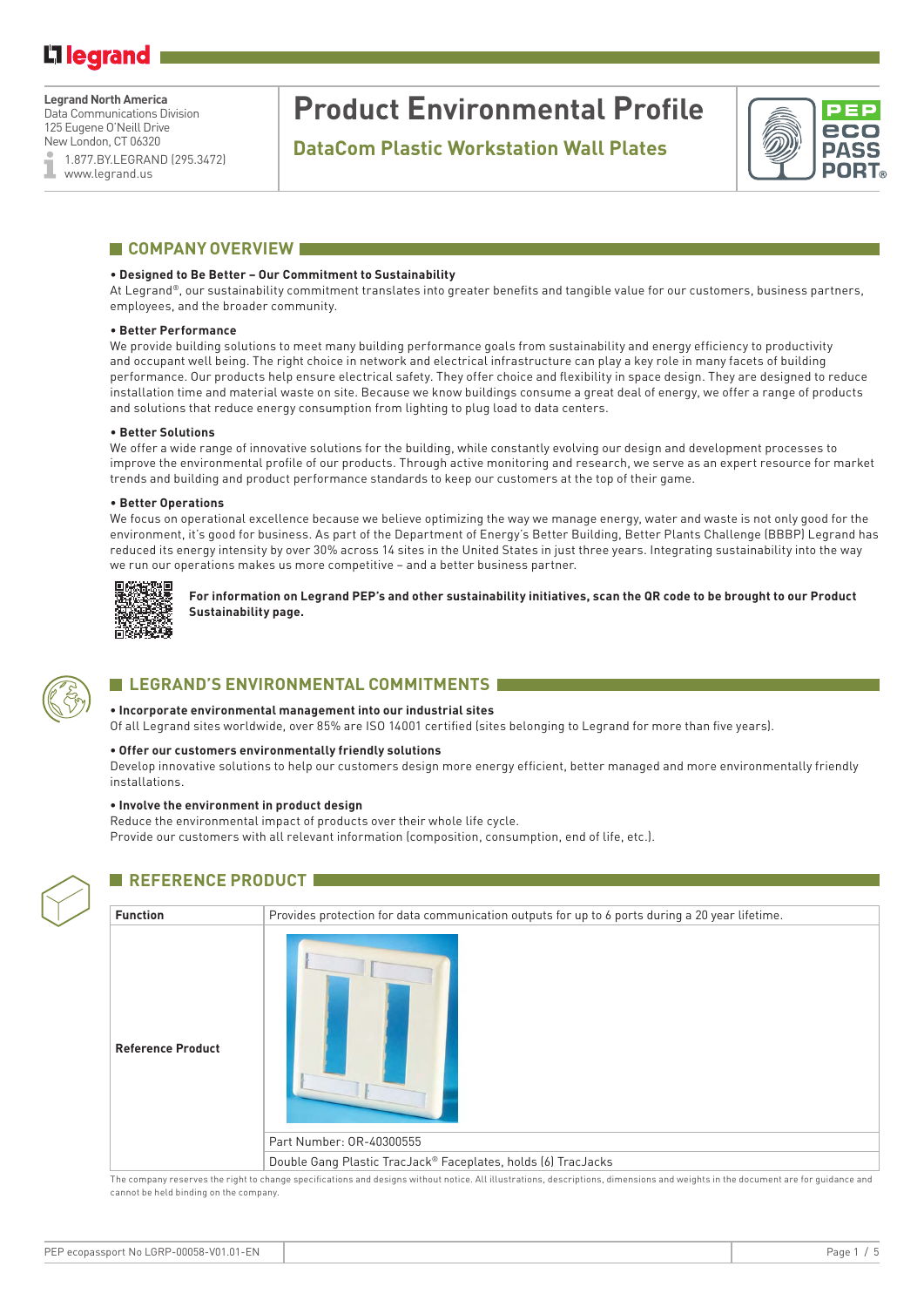**Legrand North America**
Data Communications Division
125 Eugene O'Neill Drive
New London, CT 06320
1.877.BY.LEGRAND (295.3472)
www.legrand.us

# Product Environmental Profile

## DataCom Plastic Workstation Wall Plates

## COMPANY OVERVIEW

**• Designed to Be Better – Our Commitment to Sustainability**
At Legrand®, our sustainability commitment translates into greater benefits and tangible value for our customers, business partners, employees, and the broader community.

**• Better Performance**
We provide building solutions to meet many building performance goals from sustainability and energy efficiency to productivity and occupant well being. The right choice in network and electrical infrastructure can play a key role in many facets of building performance. Our products help ensure electrical safety. They offer choice and flexibility in space design. They are designed to reduce installation time and material waste on site. Because we know buildings consume a great deal of energy, we offer a range of products and solutions that reduce energy consumption from lighting to plug load to data centers.

**• Better Solutions**
We offer a wide range of innovative solutions for the building, while constantly evolving our design and development processes to improve the environmental profile of our products. Through active monitoring and research, we serve as an expert resource for market trends and building and product performance standards to keep our customers at the top of their game.

**• Better Operations**
We focus on operational excellence because we believe optimizing the way we manage energy, water and waste is not only good for the environment, it's good for business. As part of the Department of Energy's Better Building, Better Plants Challenge (BBBP) Legrand has reduced its energy intensity by over 30% across 14 sites in the United States in just three years. Integrating sustainability into the way we run our operations makes us more competitive – and a better business partner.

**For information on Legrand PEP's and other sustainability initiatives, scan the QR code to be brought to our Product Sustainability page.**

## LEGRAND'S ENVIRONMENTAL COMMITMENTS

**• Incorporate environmental management into our industrial sites**
Of all Legrand sites worldwide, over 85% are ISO 14001 certified (sites belonging to Legrand for more than five years).

**• Offer our customers environmentally friendly solutions**
Develop innovative solutions to help our customers design more energy efficient, better managed and more environmentally friendly installations.

**• Involve the environment in product design**
Reduce the environmental impact of products over their whole life cycle.
Provide our customers with all relevant information (composition, consumption, end of life, etc.).

## REFERENCE PRODUCT

| Function | Provides protection for data communication outputs for up to 6 ports during a 20 year lifetime. |
|---|---|
| Reference Product | Part Number: OR-40300555 |
| | Double Gang Plastic TracJack® Faceplates, holds (6) TracJacks |

The company reserves the right to change specifications and designs without notice. All illustrations, descriptions, dimensions and weights in the document are for guidance and cannot be held binding on the company.

PEP ecopassport No LGRP-00058-V01.01-EN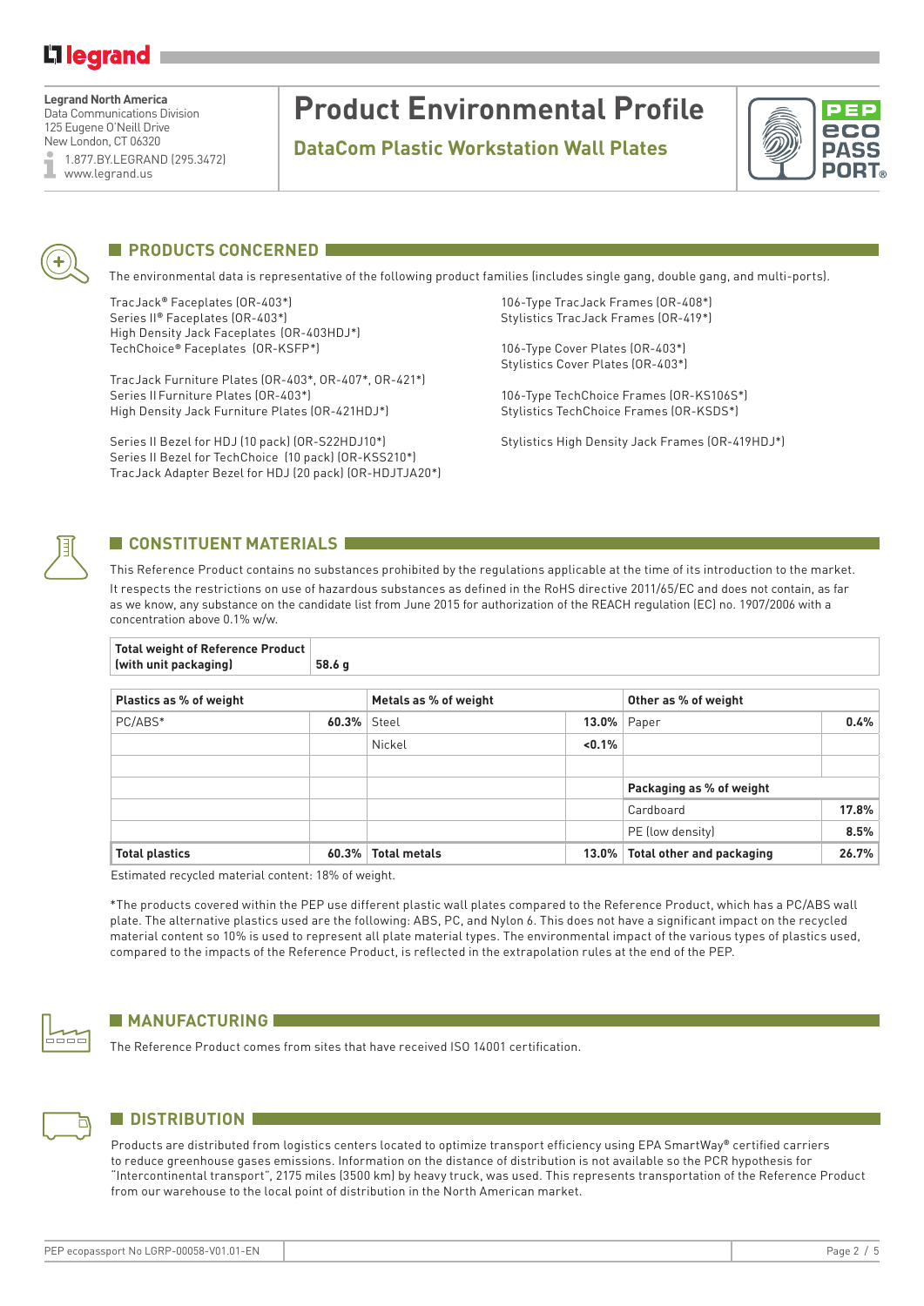Legrand North America
Data Communications Division
125 Eugene O'Neill Drive
New London, CT 06320
1.877.BY.LEGRAND (295.3472)
www.legrand.us

# Product Environmental Profile

## DataCom Plastic Workstation Wall Plates

## PRODUCTS CONCERNED

The environmental data is representative of the following product families (includes single gang, double gang, and multi-ports).

TracJack® Faceplates (OR-403*)
Series II® Faceplates (OR-403*)
High Density Jack Faceplates (OR-403HDJ*)
TechChoice® Faceplates (OR-KSFP*)

TracJack Furniture Plates (OR-403*, OR-407*, OR-421*)
Series II Furniture Plates (OR-403*)
High Density Jack Furniture Plates (OR-421HDJ*)

Series II Bezel for HDJ (10 pack) (OR-S22HDJ10*)
Series II Bezel for TechChoice (10 pack) (OR-KSS210*)
TracJack Adapter Bezel for HDJ (20 pack) (OR-HDJTJA20*)

106-Type TracJack Frames (OR-408*)
Stylistics TracJack Frames (OR-419*)

106-Type Cover Plates (OR-403*)
Stylistics Cover Plates (OR-403*)

106-Type TechChoice Frames (OR-KS106S*)
Stylistics TechChoice Frames (OR-KSDS*)

Stylistics High Density Jack Frames (OR-419HDJ*)

## CONSTITUENT MATERIALS

This Reference Product contains no substances prohibited by the regulations applicable at the time of its introduction to the market.
It respects the restrictions on use of hazardous substances as defined in the RoHS directive 2011/65/EC and does not contain, as far as we know, any substance on the candidate list from June 2015 for authorization of the REACH regulation (EC) no. 1907/2006 with a concentration above 0.1% w/w.

| **Total weight of Reference Product (with unit packaging)** | 58.6 g |
|---|---|

| **Plastics as % of weight** | | **Metals as % of weight** | | **Other as % of weight** | |
|---|---|---|---|---|---|
| PC/ABS* | **60.3%** | Steel | **13.0%** | Paper | **0.4%** |
| | | Nickel | **<0.1%** | | |
| | | | | | |
| | | | | **Packaging as % of weight** | |
| | | | | Cardboard | **17.8%** |
| | | | | PE (low density) | **8.5%** |
| **Total plastics** | **60.3%** | **Total metals** | **13.0%** | **Total other and packaging** | **26.7%** |

Estimated recycled material content: 18% of weight.

*The products covered within the PEP use different plastic wall plates compared to the Reference Product, which has a PC/ABS wall plate. The alternative plastics used are the following: ABS, PC, and Nylon 6. This does not have a significant impact on the recycled material content so 10% is used to represent all plate material types. The environmental impact of the various types of plastics used, compared to the impacts of the Reference Product, is reflected in the extrapolation rules at the end of the PEP.

## MANUFACTURING

The Reference Product comes from sites that have received ISO 14001 certification.

## DISTRIBUTION

Products are distributed from logistics centers located to optimize transport efficiency using EPA SmartWay® certified carriers to reduce greenhouse gases emissions. Information on the distance of distribution is not available so the PCR hypothesis for "Intercontinental transport", 2175 miles (3500 km) by heavy truck, was used. This represents transportation of the Reference Product from our warehouse to the local point of distribution in the North American market.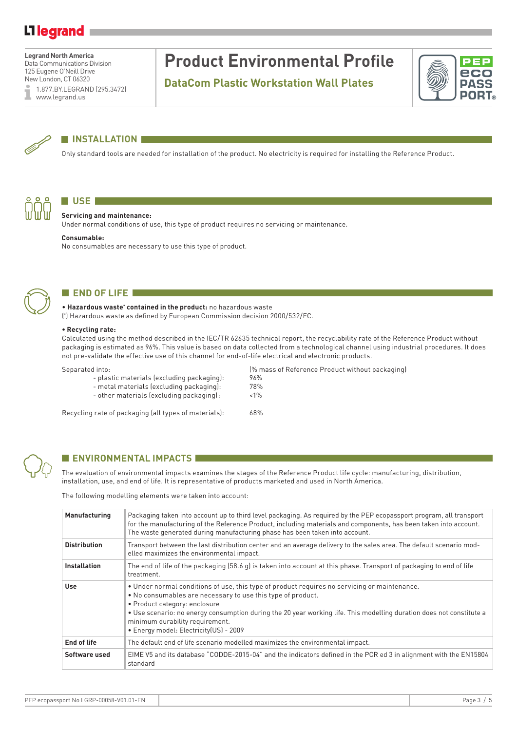## INSTALLATION

Only standard tools are needed for installation of the product. No electricity is required for installing the Reference Product.

## USE

**Servicing and maintenance:**
Under normal conditions of use, this type of product requires no servicing or maintenance.

**Consumable:**
No consumables are necessary to use this type of product.

## END OF LIFE

- **Hazardous waste[*] contained in the product:** no hazardous waste

(*) Hazardous waste as defined by European Commission decision 2000/532/EC.

- **Recycling rate:**

Calculated using the method described in the IEC/TR 62635 technical report, the recyclability rate of the Reference Product without packaging is estimated as 96%. This value is based on data collected from a technological channel using industrial procedures. It does not pre-validate the effective use of this channel for end-of-life electrical and electronic products.

| Separated into: | (% mass of Reference Product without packaging) |
|---|---|
| - plastic materials (excluding packaging): | 96% |
| - metal materials (excluding packaging): | 78% |
| - other materials (excluding packaging): | <1% |

Recycling rate of packaging (all types of materials): 68%

## ENVIRONMENTAL IMPACTS

The evaluation of environmental impacts examines the stages of the Reference Product life cycle: manufacturing, distribution, installation, use, and end of life. It is representative of products marketed and used in North America.

The following modelling elements were taken into account:

| | |
|---|---|
| **Manufacturing** | Packaging taken into account up to third level packaging. As required by the PEP ecopassport program, all transport for the manufacturing of the Reference Product, including materials and components, has been taken into account. The waste generated during manufacturing phase has been taken into account. |
| **Distribution** | Transport between the last distribution center and an average delivery to the sales area. The default scenario modelled maximizes the environmental impact. |
| **Installation** | The end of life of the packaging (58.6 g) is taken into account at this phase. Transport of packaging to end of life treatment. |
| **Use** | • Under normal conditions of use, this type of product requires no servicing or maintenance.<br>• No consumables are necessary to use this type of product.<br>• Product category: enclosure<br>• Use scenario: no energy consumption during the 20 year working life. This modelling duration does not constitute a minimum durability requirement.<br>• Energy model: Electricity(US) - 2009 |
| **End of life** | The default end of life scenario modelled maximizes the environmental impact. |
| **Software used** | EIME V5 and its database "CODDE-2015-04" and the indicators defined in the PCR ed 3 in alignment with the EN15804 standard |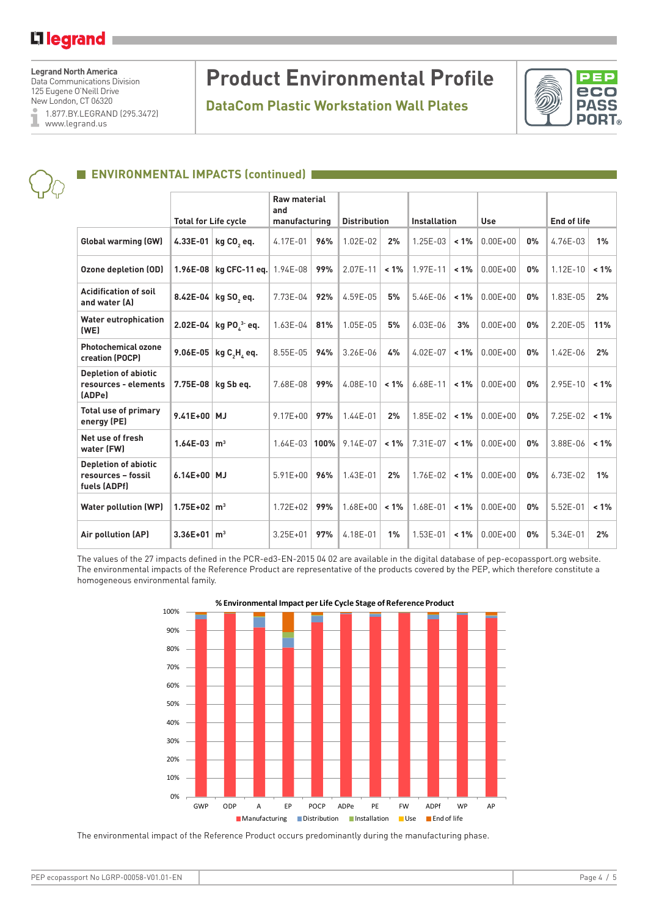## ENVIRONMENTAL IMPACTS (continued)

| | Total for Life cycle | | Raw material and manufacturing | | Distribution | | Installation | | Use | | End of life | |
|---|---|---|---|---|---|---|---|---|---|---|---|---|
| **Global warming (GW)** | **4.33E-01** | **kg $CO_2$ eq.** | 4.17E-01 | **96%** | 1.02E-02 | **2%** | 1.25E-03 | **< 1%** | 0.00E+00 | **0%** | 4.76E-03 | **1%** |
| **Ozone depletion (OD)** | **1.96E-08** | **kg CFC-11 eq.** | 1.94E-08 | **99%** | 2.07E-11 | **< 1%** | 1.97E-11 | **< 1%** | 0.00E+00 | **0%** | 1.12E-10 | **< 1%** |
| **Acidification of soil and water (A)** | **8.42E-04** | **kg $SO_2$ eq.** | 7.73E-04 | **92%** | 4.59E-05 | **5%** | 5.46E-06 | **< 1%** | 0.00E+00 | **0%** | 1.83E-05 | **2%** |
| **Water eutrophication (WE)** | **2.02E-04** | **kg $PO_4^{3-}$ eq.** | 1.63E-04 | **81%** | 1.05E-05 | **5%** | 6.03E-06 | **3%** | 0.00E+00 | **0%** | 2.20E-05 | **11%** |
| **Photochemical ozone creation (POCP)** | **9.06E-05** | **kg $C_2H_4$ eq.** | 8.55E-05 | **94%** | 3.26E-06 | **4%** | 4.02E-07 | **< 1%** | 0.00E+00 | **0%** | 1.42E-06 | **2%** |
| **Depletion of abiotic resources - elements (ADPe)** | **7.75E-08** | **kg Sb eq.** | 7.68E-08 | **99%** | 4.08E-10 | **< 1%** | 6.68E-11 | **< 1%** | 0.00E+00 | **0%** | 2.95E-10 | **< 1%** |
| **Total use of primary energy (PE)** | **9.41E+00** | **MJ** | 9.17E+00 | **97%** | 1.44E-01 | **2%** | 1.85E-02 | **< 1%** | 0.00E+00 | **0%** | 7.25E-02 | **< 1%** |
| **Net use of fresh water (FW)** | **1.64E-03** | **$m^3$** | 1.64E-03 | **100%** | 9.14E-07 | **< 1%** | 7.31E-07 | **< 1%** | 0.00E+00 | **0%** | 3.88E-06 | **< 1%** |
| **Depletion of abiotic resources – fossil fuels (ADPf)** | **6.14E+00** | **MJ** | 5.91E+00 | **96%** | 1.43E-01 | **2%** | 1.76E-02 | **< 1%** | 0.00E+00 | **0%** | 6.73E-02 | **1%** |
| **Water pollution (WP)** | **1.75E+02** | **$m^3$** | 1.72E+02 | **99%** | 1.68E+00 | **< 1%** | 1.68E-01 | **< 1%** | 0.00E+00 | **0%** | 5.52E-01 | **< 1%** |
| **Air pollution (AP)** | **3.36E+01** | **$m^3$** | 3.25E+01 | **97%** | 4.18E-01 | **1%** | 1.53E-01 | **< 1%** | 0.00E+00 | **0%** | 5.34E-01 | **2%** |

The values of the 27 impacts defined in the PCR-ed3-EN-2015 04 02 are available in the digital database of pep-ecopassport.org website.
The environmental impacts of the Reference Product are representative of the products covered by the PEP, which therefore constitute a homogeneous environmental family.

**% Environmental Impact per Life Cycle Stage of Reference Product**

The environmental impact of the Reference Product occurs predominantly during the manufacturing phase.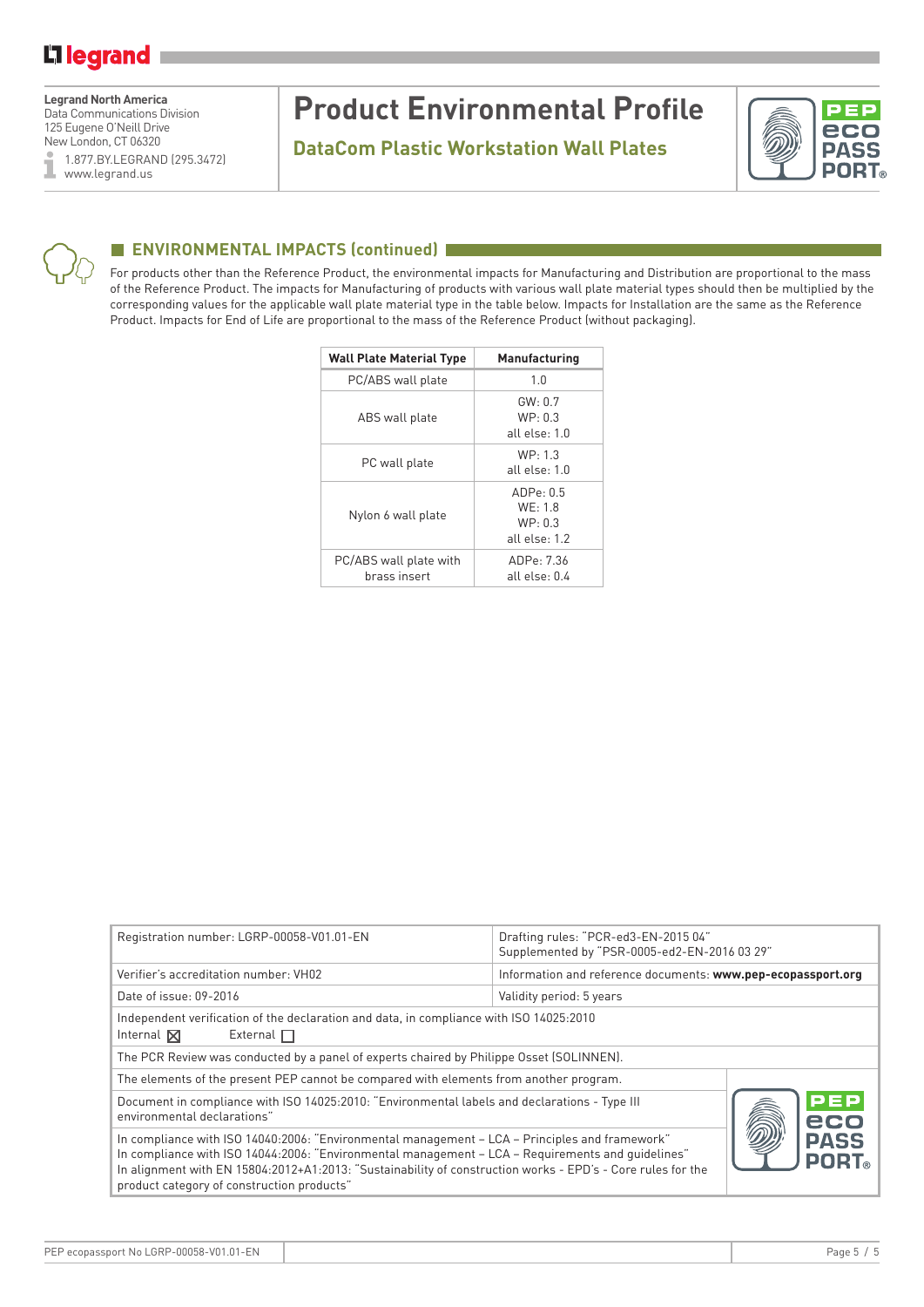**Legrand North America**
Data Communications Division
125 Eugene O'Neill Drive
New London, CT 06320
1.877.BY.LEGRAND (295.3472)
www.legrand.us

# Product Environmental Profile

## DataCom Plastic Workstation Wall Plates

## ENVIRONMENTAL IMPACTS (continued)

For products other than the Reference Product, the environmental impacts for Manufacturing and Distribution are proportional to the mass of the Reference Product. The impacts for Manufacturing of products with various wall plate material types should then be multiplied by the corresponding values for the applicable wall plate material type in the table below. Impacts for Installation are the same as the Reference Product. Impacts for End of Life are proportional to the mass of the Reference Product (without packaging).

| Wall Plate Material Type | Manufacturing |
|---|---|
| PC/ABS wall plate | 1.0 |
| ABS wall plate | GW: 0.7<br>WP: 0.3<br>all else: 1.0 |
| PC wall plate | WP: 1.3<br>all else: 1.0 |
| Nylon 6 wall plate | ADPe: 0.5<br>WE: 1.8<br>WP: 0.3<br>all else: 1.2 |
| PC/ABS wall plate with brass insert | ADPe: 7.36<br>all else: 0.4 |

| | |
|---|---|
| Registration number: LGRP-00058-V01.01-EN | Drafting rules: "PCR-ed3-EN-2015 04" Supplemented by "PSR-0005-ed2-EN-2016 03 29" |
| Verifier's accreditation number: VH02 | Information and reference documents: **www.pep-ecopassport.org** |
| Date of issue: 09-2016 | Validity period: 5 years |
| Independent verification of the declaration and data, in compliance with ISO 14025:2010<br>Internal ☒ External ☐ | |
| The PCR Review was conducted by a panel of experts chaired by Philippe Osset (SOLINNEN). | |
| The elements of the present PEP cannot be compared with elements from another program. | |
| Document in compliance with ISO 14025:2010: "Environmental labels and declarations - Type III environmental declarations" | |
| In compliance with ISO 14040:2006: "Environmental management – LCA – Principles and framework"<br>In compliance with ISO 14044:2006: "Environmental management – LCA – Requirements and guidelines"<br>In alignment with EN 15804:2012+A1:2013: "Sustainability of construction works - EPD's - Core rules for the product category of construction products" | |

PEP ecopassport No LGRP-00058-V01.01-EN